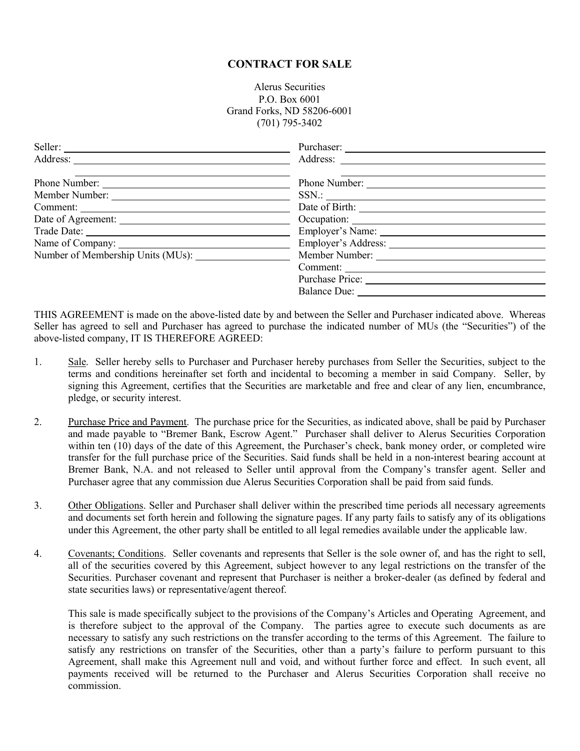# CONTRACT FOR SALE

Alerus Securities
P.O. Box 6001
Grand Forks, ND 58206-6001
(701) 795-3402

| | |
|---|---|
| Seller: ______________________ | Purchaser: ______________________ |
| Address: ______________________ | Address: ______________________ |
| ______________________ | ______________________ |
| Phone Number: ______________________ | Phone Number: ______________________ |
| Member Number: ______________________ | SSN.: ______________________ |
| Comment: ______________________ | Date of Birth: ______________________ |
| Date of Agreement: ______________________ | Occupation: ______________________ |
| Trade Date: ______________________ | Employer's Name: ______________________ |
| Name of Company: ______________________ | Employer's Address: ______________________ |
| Number of Membership Units (MUs): ______________ | Member Number: ______________________ |
| | Comment: ______________________ |
| | Purchase Price: ______________________ |
| | Balance Due: ______________________ |

THIS AGREEMENT is made on the above-listed date by and between the Seller and Purchaser indicated above. Whereas Seller has agreed to sell and Purchaser has agreed to purchase the indicated number of MUs (the "Securities") of the above-listed company, IT IS THEREFORE AGREED:

1. Sale. Seller hereby sells to Purchaser and Purchaser hereby purchases from Seller the Securities, subject to the terms and conditions hereinafter set forth and incidental to becoming a member in said Company. Seller, by signing this Agreement, certifies that the Securities are marketable and free and clear of any lien, encumbrance, pledge, or security interest.

2. Purchase Price and Payment. The purchase price for the Securities, as indicated above, shall be paid by Purchaser and made payable to "Bremer Bank, Escrow Agent." Purchaser shall deliver to Alerus Securities Corporation within ten (10) days of the date of this Agreement, the Purchaser's check, bank money order, or completed wire transfer for the full purchase price of the Securities. Said funds shall be held in a non-interest bearing account at Bremer Bank, N.A. and not released to Seller until approval from the Company's transfer agent. Seller and Purchaser agree that any commission due Alerus Securities Corporation shall be paid from said funds.

3. Other Obligations. Seller and Purchaser shall deliver within the prescribed time periods all necessary agreements and documents set forth herein and following the signature pages. If any party fails to satisfy any of its obligations under this Agreement, the other party shall be entitled to all legal remedies available under the applicable law.

4. Covenants; Conditions. Seller covenants and represents that Seller is the sole owner of, and has the right to sell, all of the securities covered by this Agreement, subject however to any legal restrictions on the transfer of the Securities. Purchaser covenant and represent that Purchaser is neither a broker-dealer (as defined by federal and state securities laws) or representative/agent thereof.

   This sale is made specifically subject to the provisions of the Company's Articles and Operating Agreement, and is therefore subject to the approval of the Company. The parties agree to execute such documents as are necessary to satisfy any such restrictions on the transfer according to the terms of this Agreement. The failure to satisfy any restrictions on transfer of the Securities, other than a party's failure to perform pursuant to this Agreement, shall make this Agreement null and void, and without further force and effect. In such event, all payments received will be returned to the Purchaser and Alerus Securities Corporation shall receive no commission.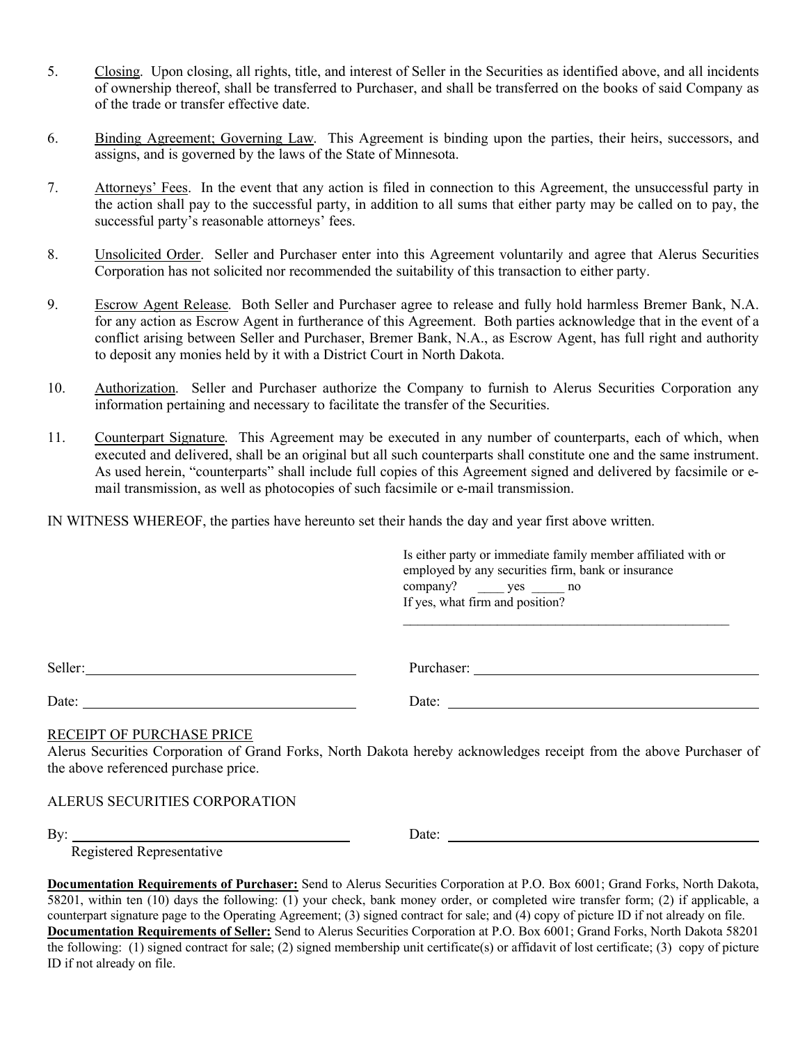5. <u>Closing</u>. Upon closing, all rights, title, and interest of Seller in the Securities as identified above, and all incidents of ownership thereof, shall be transferred to Purchaser, and shall be transferred on the books of said Company as of the trade or transfer effective date.

6. <u>Binding Agreement; Governing Law</u>. This Agreement is binding upon the parties, their heirs, successors, and assigns, and is governed by the laws of the State of Minnesota.

7. <u>Attorneys' Fees</u>. In the event that any action is filed in connection to this Agreement, the unsuccessful party in the action shall pay to the successful party, in addition to all sums that either party may be called on to pay, the successful party's reasonable attorneys' fees.

8. <u>Unsolicited Order</u>. Seller and Purchaser enter into this Agreement voluntarily and agree that Alerus Securities Corporation has not solicited nor recommended the suitability of this transaction to either party.

9. <u>Escrow Agent Release</u>. Both Seller and Purchaser agree to release and fully hold harmless Bremer Bank, N.A. for any action as Escrow Agent in furtherance of this Agreement. Both parties acknowledge that in the event of a conflict arising between Seller and Purchaser, Bremer Bank, N.A., as Escrow Agent, has full right and authority to deposit any monies held by it with a District Court in North Dakota.

10. <u>Authorization</u>. Seller and Purchaser authorize the Company to furnish to Alerus Securities Corporation any information pertaining and necessary to facilitate the transfer of the Securities.

11. <u>Counterpart Signature</u>. This Agreement may be executed in any number of counterparts, each of which, when executed and delivered, shall be an original but all such counterparts shall constitute one and the same instrument. As used herein, "counterparts" shall include full copies of this Agreement signed and delivered by facsimile or e-mail transmission, as well as photocopies of such facsimile or e-mail transmission.

IN WITNESS WHEREOF, the parties have hereunto set their hands the day and year first above written.

Is either party or immediate family member affiliated with or employed by any securities firm, bank or insurance company? \_\_\_\_ yes \_\_\_\_\_ no
If yes, what firm and position?

\_\_\_\_\_\_\_\_\_\_\_\_\_\_\_\_\_\_\_\_\_\_\_\_\_\_\_\_\_\_\_\_\_\_\_\_\_\_\_\_\_\_\_\_\_\_\_\_

Seller: \_\_\_\_\_\_\_\_\_\_\_\_\_\_\_\_\_\_\_\_\_\_\_\_\_\_\_\_\_\_\_\_\_\_\_\_ Purchaser: \_\_\_\_\_\_\_\_\_\_\_\_\_\_\_\_\_\_\_\_\_\_\_\_\_\_\_\_\_\_\_\_\_\_\_\_

Date: \_\_\_\_\_\_\_\_\_\_\_\_\_\_\_\_\_\_\_\_\_\_\_\_\_\_\_\_\_\_\_\_\_\_\_\_ Date: \_\_\_\_\_\_\_\_\_\_\_\_\_\_\_\_\_\_\_\_\_\_\_\_\_\_\_\_\_\_\_\_\_\_\_\_

<u>RECEIPT OF PURCHASE PRICE</u>
Alerus Securities Corporation of Grand Forks, North Dakota hereby acknowledges receipt from the above Purchaser of the above referenced purchase price.

ALERUS SECURITIES CORPORATION

By: \_\_\_\_\_\_\_\_\_\_\_\_\_\_\_\_\_\_\_\_\_\_\_\_\_\_\_\_\_\_\_\_\_\_\_\_ Date: \_\_\_\_\_\_\_\_\_\_\_\_\_\_\_\_\_\_\_\_\_\_\_\_\_\_\_\_\_\_\_\_\_\_\_\_
Registered Representative

**<u>Documentation Requirements of Purchaser:</u>** Send to Alerus Securities Corporation at P.O. Box 6001; Grand Forks, North Dakota, 58201, within ten (10) days the following: (1) your check, bank money order, or completed wire transfer form; (2) if applicable, a counterpart signature page to the Operating Agreement; (3) signed contract for sale; and (4) copy of picture ID if not already on file.
**<u>Documentation Requirements of Seller:</u>** Send to Alerus Securities Corporation at P.O. Box 6001; Grand Forks, North Dakota 58201 the following: (1) signed contract for sale; (2) signed membership unit certificate(s) or affidavit of lost certificate; (3) copy of picture ID if not already on file.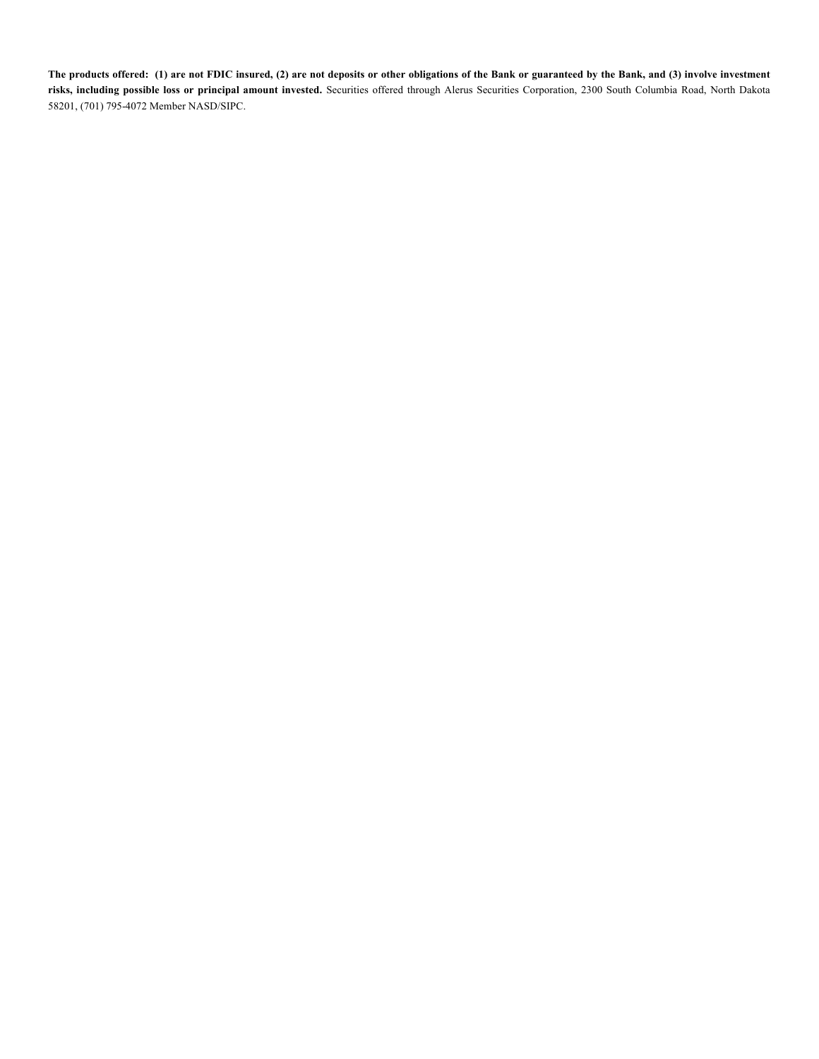**The products offered: (1) are not FDIC insured, (2) are not deposits or other obligations of the Bank or guaranteed by the Bank, and (3) involve investment risks, including possible loss or principal amount invested.** Securities offered through Alerus Securities Corporation, 2300 South Columbia Road, North Dakota 58201, (701) 795-4072 Member NASD/SIPC.